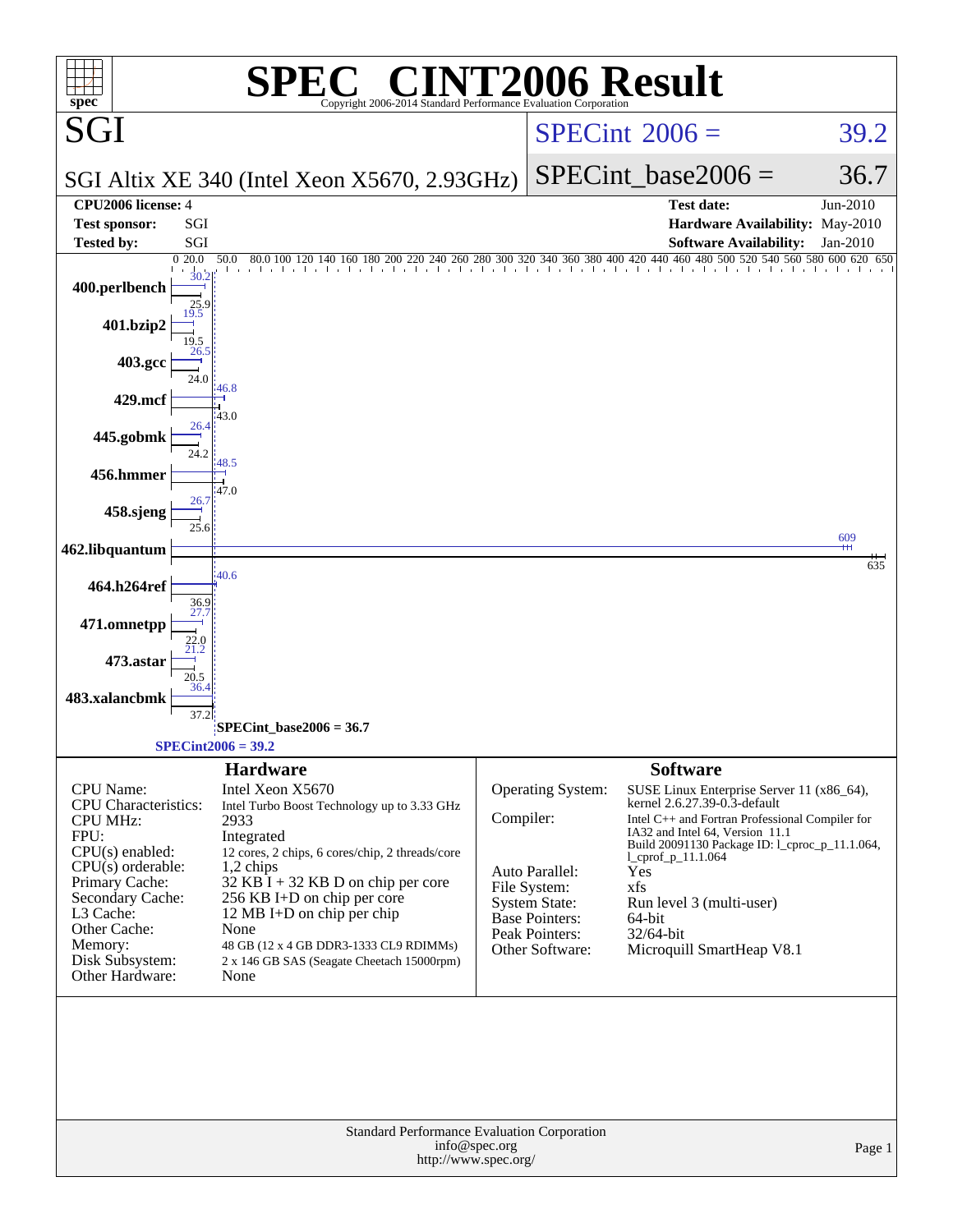# SPEC CINT2006 Result

Copyright 2006-2014 Standard Performance Evaluation Corporation

## SGI

**SGI Altix XE 340 (Intel Xeon X5670, 2.93GHz)**

SPECint 2006 = 39.2

SPECint_base2006 = 36.7

| | | | |
|---|---|---|---|
| **CPU2006 license:** | 4 | **Test date:** | Jun-2010 |
| **Test sponsor:** | SGI | **Hardware Availability:** | May-2010 |
| **Tested by:** | SGI | **Software Availability:** | Jan-2010 |

| Benchmark | Peak | Base |
|---|---|---|
| 400.perlbench | 30.2 | 25.9 |
| 401.bzip2 | 19.5 | 19.5 |
| 403.gcc | 26.5 | 24.0 |
| 429.mcf | 46.8 | 43.0 |
| 445.gobmk | 26.4 | 24.2 |
| 456.hmmer | 48.5 | 47.0 |
| 458.sjeng | 26.7 | 25.6 |
| 462.libquantum | 609 | 635 |
| 464.h264ref | 40.6 | 36.9 |
| 471.omnetpp | 27.7 | 22.0 |
| 473.astar | 21.2 | 20.5 |
| 483.xalancbmk | 36.4 | 37.2 |

SPECint_base2006 = 36.7

SPECint2006 = 39.2

## Hardware

| | |
|---|---|
| CPU Name: | Intel Xeon X5670 |
| CPU Characteristics: | Intel Turbo Boost Technology up to 3.33 GHz |
| CPU MHz: | 2933 |
| FPU: | Integrated |
| CPU(s) enabled: | 12 cores, 2 chips, 6 cores/chip, 2 threads/core |
| CPU(s) orderable: | 1,2 chips |
| Primary Cache: | 32 KB I + 32 KB D on chip per core |
| Secondary Cache: | 256 KB I+D on chip per core |
| L3 Cache: | 12 MB I+D on chip per chip |
| Other Cache: | None |
| Memory: | 48 GB (12 x 4 GB DDR3-1333 CL9 RDIMMs) |
| Disk Subsystem: | 2 x 146 GB SAS (Seagate Cheetach 15000rpm) |
| Other Hardware: | None |

## Software

| | |
|---|---|
| Operating System: | SUSE Linux Enterprise Server 11 (x86_64), kernel 2.6.27.39-0.3-default |
| Compiler: | Intel C++ and Fortran Professional Compiler for IA32 and Intel 64, Version 11.1 Build 20091130 Package ID: l_cproc_p_11.1.064, l_cprof_p_11.1.064 |
| Auto Parallel: | Yes |
| File System: | xfs |
| System State: | Run level 3 (multi-user) |
| Base Pointers: | 64-bit |
| Peak Pointers: | 32/64-bit |
| Other Software: | Microquill SmartHeap V8.1 |

Standard Performance Evaluation Corporation
info@spec.org
http://www.spec.org/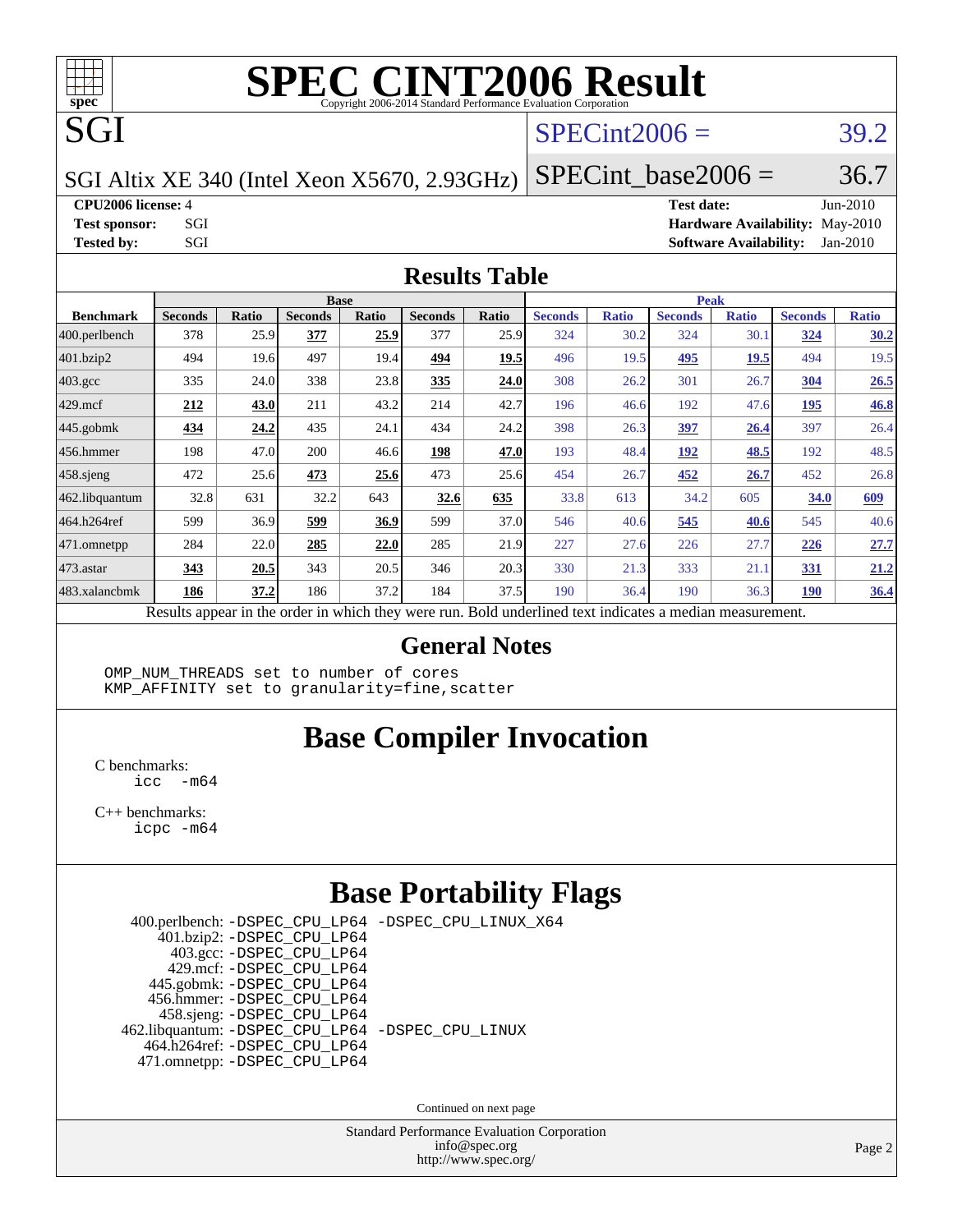# SPEC CINT2006 Result

Copyright 2006-2014 Standard Performance Evaluation Corporation

## SGI

SGI Altix XE 340 (Intel Xeon X5670, 2.93GHz)

SPECint2006 = 39.2

SPECint_base2006 = 36.7

| | | | |
|---|---|---|---|
| **CPU2006 license:** 4 | | **Test date:** | Jun-2010 |
| **Test sponsor:** | SGI | **Hardware Availability:** | May-2010 |
| **Tested by:** | SGI | **Software Availability:** | Jan-2010 |

## Results Table

| | Base | | | | | | Peak | | | | | |
|---|---|---|---|---|---|---|---|---|---|---|---|---|
| **Benchmark** | **Seconds** | **Ratio** | **Seconds** | **Ratio** | **Seconds** | **Ratio** | **Seconds** | **Ratio** | **Seconds** | **Ratio** | **Seconds** | **Ratio** |
| 400.perlbench | 378 | 25.9 | **377** | **25.9** | 377 | 25.9 | 324 | 30.2 | 324 | 30.1 | **324** | **30.2** |
| 401.bzip2 | 494 | 19.6 | 497 | 19.4 | **494** | **19.5** | 496 | 19.5 | **495** | **19.5** | 494 | 19.5 |
| 403.gcc | 335 | 24.0 | 338 | 23.8 | **335** | **24.0** | 308 | 26.2 | 301 | 26.7 | **304** | **26.5** |
| 429.mcf | **212** | **43.0** | 211 | 43.2 | 214 | 42.7 | 196 | 46.6 | 192 | 47.6 | **195** | **46.8** |
| 445.gobmk | **434** | **24.2** | 435 | 24.1 | 434 | 24.2 | 398 | 26.3 | **397** | **26.4** | 397 | 26.4 |
| 456.hmmer | 198 | 47.0 | 200 | 46.6 | **198** | **47.0** | 193 | 48.4 | **192** | **48.5** | 192 | 48.5 |
| 458.sjeng | 472 | 25.6 | **473** | **25.6** | 473 | 25.6 | 454 | 26.7 | **452** | **26.7** | 452 | 26.8 |
| 462.libquantum | 32.8 | 631 | 32.2 | 643 | **32.6** | **635** | 33.8 | 613 | 34.2 | 605 | **34.0** | **609** |
| 464.h264ref | 599 | 36.9 | **599** | **36.9** | 599 | 37.0 | 546 | 40.6 | **545** | **40.6** | 545 | 40.6 |
| 471.omnetpp | 284 | 22.0 | **285** | **22.0** | 285 | 21.9 | 227 | 27.6 | 226 | 27.7 | **226** | **27.7** |
| 473.astar | **343** | **20.5** | 343 | 20.5 | 346 | 20.3 | 330 | 21.3 | 333 | 21.1 | **331** | **21.2** |
| 483.xalancbmk | **186** | **37.2** | 186 | 37.2 | 184 | 37.5 | 190 | 36.4 | 190 | 36.3 | **190** | **36.4** |

Results appear in the order in which they were run. Bold underlined text indicates a median measurement.

## General Notes

```
OMP_NUM_THREADS set to number of cores
KMP_AFFINITY set to granularity=fine,scatter
```

## Base Compiler Invocation

C benchmarks:
```
icc -m64
```

C++ benchmarks:
```
icpc -m64
```

## Base Portability Flags

```
400.perlbench: -DSPEC_CPU_LP64 -DSPEC_CPU_LINUX_X64
    401.bzip2: -DSPEC_CPU_LP64
      403.gcc: -DSPEC_CPU_LP64
      429.mcf: -DSPEC_CPU_LP64
    445.gobmk: -DSPEC_CPU_LP64
    456.hmmer: -DSPEC_CPU_LP64
    458.sjeng: -DSPEC_CPU_LP64
462.libquantum: -DSPEC_CPU_LP64 -DSPEC_CPU_LINUX
  464.h264ref: -DSPEC_CPU_LP64
  471.omnetpp: -DSPEC_CPU_LP64
```

Continued on next page

Standard Performance Evaluation Corporation
info@spec.org
http://www.spec.org/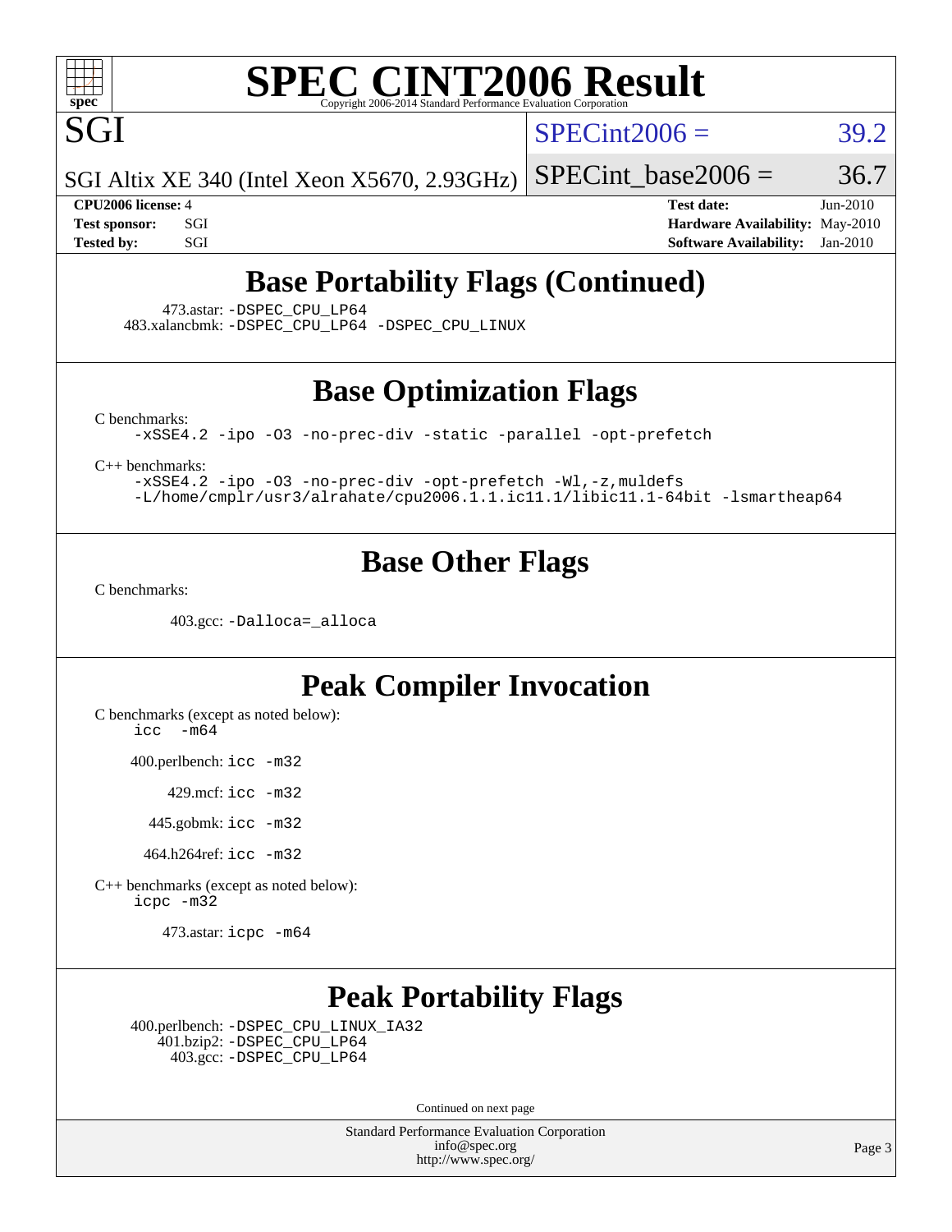# SPEC CINT2006 Result

SGI

SGI Altix XE 340 (Intel Xeon X5670, 2.93GHz)

SPECint2006 = 39.2

SPECint_base2006 = 36.7

**CPU2006 license:** 4
**Test sponsor:** SGI
**Tested by:** SGI

**Test date:** Jun-2010
**Hardware Availability:** May-2010
**Software Availability:** Jan-2010

## Base Portability Flags (Continued)

473.astar: -DSPEC_CPU_LP64
483.xalancbmk: -DSPEC_CPU_LP64 -DSPEC_CPU_LINUX

## Base Optimization Flags

C benchmarks:
-xSSE4.2 -ipo -O3 -no-prec-div -static -parallel -opt-prefetch

C++ benchmarks:
-xSSE4.2 -ipo -O3 -no-prec-div -opt-prefetch -Wl,-z,muldefs
-L/home/cmplr/usr3/alrahate/cpu2006.1.1.ic11.1/libic11.1-64bit -lsmartheap64

## Base Other Flags

C benchmarks:

403.gcc: -Dalloca=_alloca

## Peak Compiler Invocation

C benchmarks (except as noted below):
icc -m64

400.perlbench: icc -m32

429.mcf: icc -m32

445.gobmk: icc -m32

464.h264ref: icc -m32

C++ benchmarks (except as noted below):
icpc -m32

473.astar: icpc -m64

## Peak Portability Flags

400.perlbench: -DSPEC_CPU_LINUX_IA32
401.bzip2: -DSPEC_CPU_LP64
403.gcc: -DSPEC_CPU_LP64

Continued on next page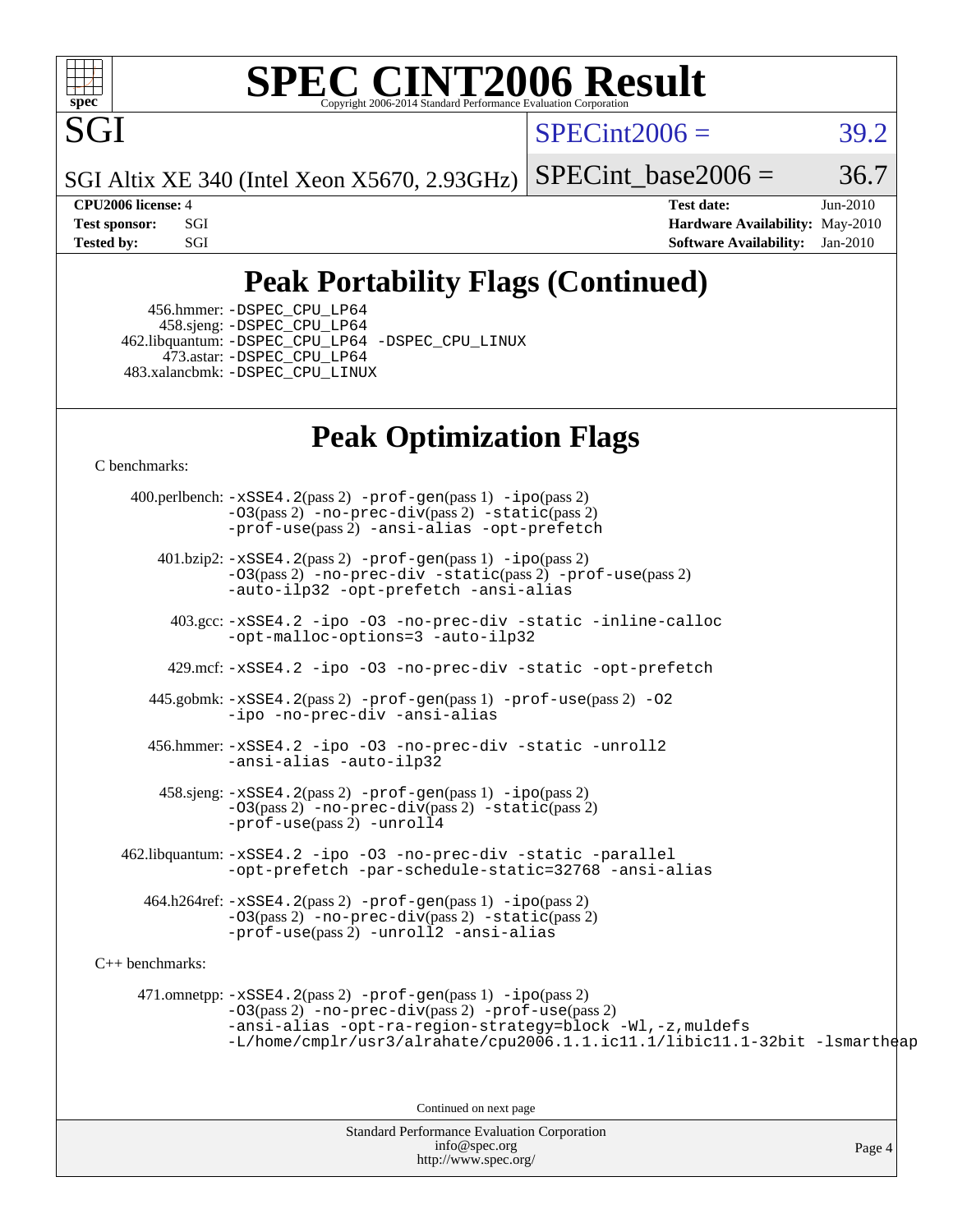# SPEC CINT2006 Result

Copyright 2006-2014 Standard Performance Evaluation Corporation

SGI

SPECint2006 = 39.2

SGI Altix XE 340 (Intel Xeon X5670, 2.93GHz)

SPECint_base2006 = 36.7

**CPU2006 license:** 4
**Test sponsor:** SGI
**Tested by:** SGI

**Test date:** Jun-2010
**Hardware Availability:** May-2010
**Software Availability:** Jan-2010

## Peak Portability Flags (Continued)

456.hmmer: -DSPEC_CPU_LP64
458.sjeng: -DSPEC_CPU_LP64
462.libquantum: -DSPEC_CPU_LP64 -DSPEC_CPU_LINUX
473.astar: -DSPEC_CPU_LP64
483.xalancbmk: -DSPEC_CPU_LINUX

## Peak Optimization Flags

C benchmarks:

400.perlbench: -xSSE4.2(pass 2) -prof-gen(pass 1) -ipo(pass 2) -O3(pass 2) -no-prec-div(pass 2) -static(pass 2) -prof-use(pass 2) -ansi-alias -opt-prefetch

401.bzip2: -xSSE4.2(pass 2) -prof-gen(pass 1) -ipo(pass 2) -O3(pass 2) -no-prec-div -static(pass 2) -prof-use(pass 2) -auto-ilp32 -opt-prefetch -ansi-alias

403.gcc: -xSSE4.2 -ipo -O3 -no-prec-div -static -inline-calloc -opt-malloc-options=3 -auto-ilp32

429.mcf: -xSSE4.2 -ipo -O3 -no-prec-div -static -opt-prefetch

445.gobmk: -xSSE4.2(pass 2) -prof-gen(pass 1) -prof-use(pass 2) -O2 -ipo -no-prec-div -ansi-alias

456.hmmer: -xSSE4.2 -ipo -O3 -no-prec-div -static -unroll2 -ansi-alias -auto-ilp32

458.sjeng: -xSSE4.2(pass 2) -prof-gen(pass 1) -ipo(pass 2) -O3(pass 2) -no-prec-div(pass 2) -static(pass 2) -prof-use(pass 2) -unroll4

462.libquantum: -xSSE4.2 -ipo -O3 -no-prec-div -static -parallel -opt-prefetch -par-schedule-static=32768 -ansi-alias

464.h264ref: -xSSE4.2(pass 2) -prof-gen(pass 1) -ipo(pass 2) -O3(pass 2) -no-prec-div(pass 2) -static(pass 2) -prof-use(pass 2) -unroll2 -ansi-alias

C++ benchmarks:

471.omnetpp: -xSSE4.2(pass 2) -prof-gen(pass 1) -ipo(pass 2) -O3(pass 2) -no-prec-div(pass 2) -prof-use(pass 2) -ansi-alias -opt-ra-region-strategy=block -Wl,-z,muldefs -L/home/cmplr/usr3/alrahate/cpu2006.1.1.ic11.1/libic11.1-32bit -lsmartheap

Continued on next page

Standard Performance Evaluation Corporation
info@spec.org
http://www.spec.org/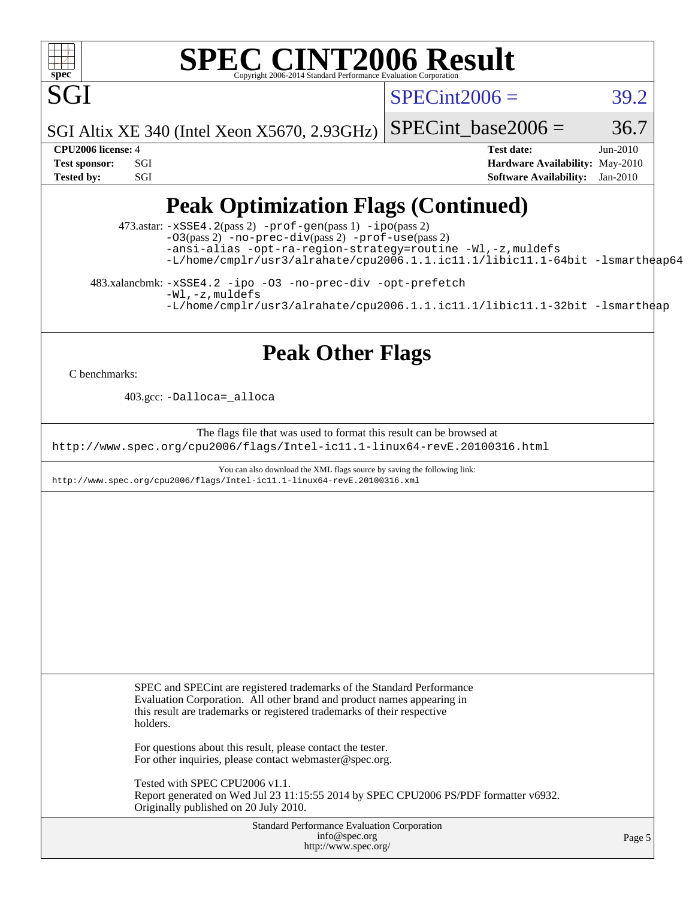# SPEC CINT2006 Result

Copyright 2006-2014 Standard Performance Evaluation Corporation

SGI

SGI Altix XE 340 (Intel Xeon X5670, 2.93GHz)

SPECint2006 = 39.2

SPECint_base2006 = 36.7

| | | | |
|---|---|---|---|
| **CPU2006 license:** | 4 | **Test date:** | Jun-2010 |
| **Test sponsor:** | SGI | **Hardware Availability:** | May-2010 |
| **Tested by:** | SGI | **Software Availability:** | Jan-2010 |

## Peak Optimization Flags (Continued)

473.astar: -xSSE4.2(pass 2) -prof-gen(pass 1) -ipo(pass 2) -O3(pass 2) -no-prec-div(pass 2) -prof-use(pass 2) -ansi-alias -opt-ra-region-strategy=routine -Wl,-z,muldefs -L/home/cmplr/usr3/alrahate/cpu2006.1.1.ic11.1/libic11.1-64bit -lsmartheap64

483.xalancbmk: -xSSE4.2 -ipo -O3 -no-prec-div -opt-prefetch -Wl,-z,muldefs -L/home/cmplr/usr3/alrahate/cpu2006.1.1.ic11.1/libic11.1-32bit -lsmartheap

## Peak Other Flags

C benchmarks:

403.gcc: -Dalloca=_alloca

The flags file that was used to format this result can be browsed at
http://www.spec.org/cpu2006/flags/Intel-ic11.1-linux64-revE.20100316.html

You can also download the XML flags source by saving the following link:
http://www.spec.org/cpu2006/flags/Intel-ic11.1-linux64-revE.20100316.xml

SPEC and SPECint are registered trademarks of the Standard Performance Evaluation Corporation. All other brand and product names appearing in this result are trademarks or registered trademarks of their respective holders.

For questions about this result, please contact the tester.
For other inquiries, please contact webmaster@spec.org.

Tested with SPEC CPU2006 v1.1.
Report generated on Wed Jul 23 11:15:55 2014 by SPEC CPU2006 PS/PDF formatter v6932.
Originally published on 20 July 2010.

Standard Performance Evaluation Corporation
info@spec.org
http://www.spec.org/